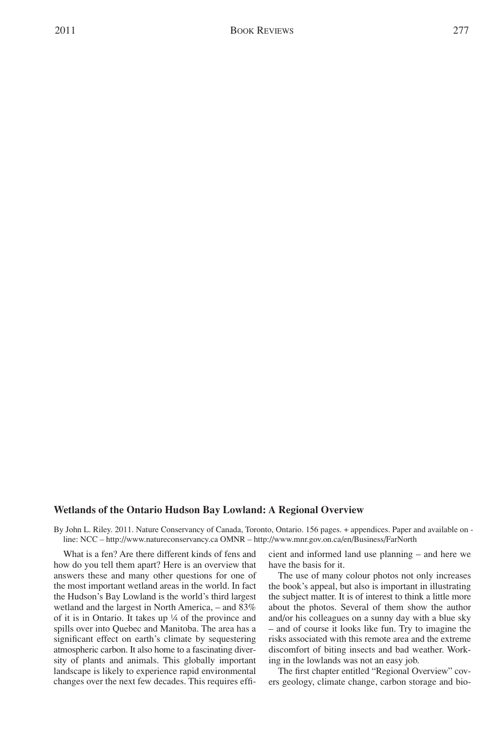### Wetlands of the Ontario Hudson Bay Lowland: A Regional Overview

By John L. Riley. 2011. Nature Conservancy of Canada, Toronto, Ontario. 156 pages. + appendices. Paper and available on - line: NCC – http://www.natureconservancy.ca OMNR – http://www.mnr.gov.on.ca/en/Business/FarNorth

What is a fen? Are there different kinds of fens and how do you tell them apart? Here is an overview that answers these and many other questions for one of the most important wetland areas in the world. In fact the Hudson's Bay Lowland is the world's third largest wetland and the largest in North America, – and 83% of it is in Ontario. It takes up ¼ of the province and spills over into Quebec and Manitoba. The area has a significant effect on earth's climate by sequestering atmospheric carbon. It also home to a fascinating diversity of plants and animals. This globally important landscape is likely to experience rapid environmental changes over the next few decades. This requires efficient and informed land use planning – and here we have the basis for it.

The use of many colour photos not only increases the book's appeal, but also is important in illustrating the subject matter. It is of interest to think a little more about the photos. Several of them show the author and/or his colleagues on a sunny day with a blue sky – and of course it looks like fun. Try to imagine the risks associated with this remote area and the extreme discomfort of biting insects and bad weather. Working in the lowlands was not an easy job.

The first chapter entitled "Regional Overview" covers geology, climate change, carbon storage and bio-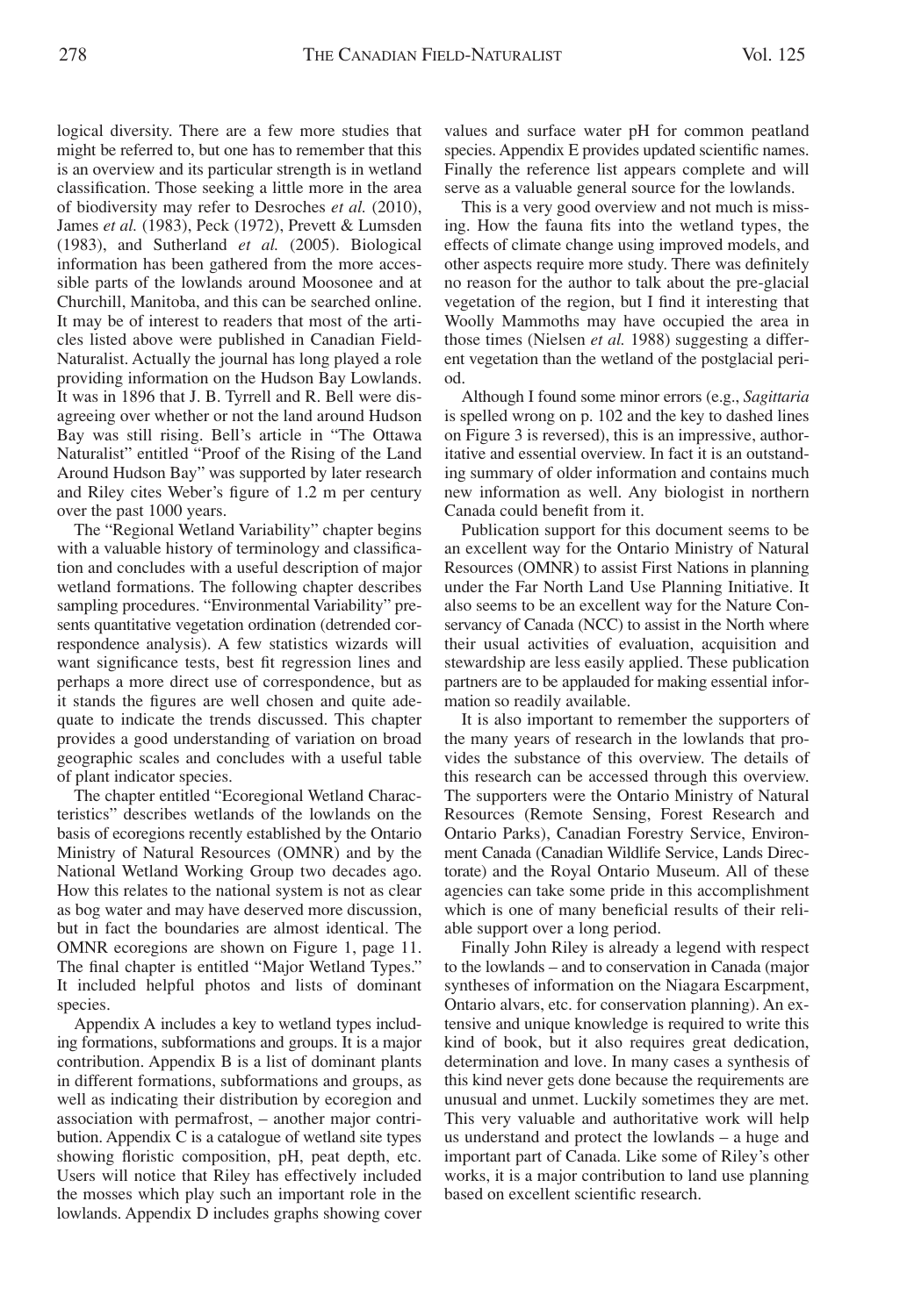logical diversity. There are a few more studies that might be referred to, but one has to remember that this is an overview and its particular strength is in wetland classification. Those seeking a little more in the area of biodiversity may refer to Desroches *et al.* (2010), James *et al.* (1983), Peck (1972), Prevett & Lumsden (1983), and Sutherland *et al.* (2005). Biological information has been gathered from the more accessible parts of the lowlands around Moosonee and at Churchill, Manitoba, and this can be searched online. It may be of interest to readers that most of the articles listed above were published in Canadian Field-Naturalist. Actually the journal has long played a role providing information on the Hudson Bay Lowlands. It was in 1896 that J. B. Tyrrell and R. Bell were disagreeing over whether or not the land around Hudson Bay was still rising. Bell's article in "The Ottawa Naturalist" entitled "Proof of the Rising of the Land Around Hudson Bay" was supported by later research and Riley cites Weber's figure of 1.2 m per century over the past 1000 years.

The "Regional Wetland Variability" chapter begins with a valuable history of terminology and classification and concludes with a useful description of major wetland formations. The following chapter describes sampling procedures. "Environmental Variability" presents quantitative vegetation ordination (detrended correspondence analysis). A few statistics wizards will want significance tests, best fit regression lines and perhaps a more direct use of correspondence, but as it stands the figures are well chosen and quite adequate to indicate the trends discussed. This chapter provides a good understanding of variation on broad geographic scales and concludes with a useful table of plant indicator species.

The chapter entitled "Ecoregional Wetland Characteristics" describes wetlands of the lowlands on the basis of ecoregions recently established by the Ontario Ministry of Natural Resources (OMNR) and by the National Wetland Working Group two decades ago. How this relates to the national system is not as clear as bog water and may have deserved more discussion, but in fact the boundaries are almost identical. The OMNR ecoregions are shown on Figure 1, page 11. The final chapter is entitled "Major Wetland Types." It included helpful photos and lists of dominant species.

Appendix A includes a key to wetland types including formations, subformations and groups. It is a major contribution. Appendix B is a list of dominant plants in different formations, subformations and groups, as well as indicating their distribution by ecoregion and association with permafrost, – another major contribution. Appendix C is a catalogue of wetland site types showing floristic composition, pH, peat depth, etc. Users will notice that Riley has effectively included the mosses which play such an important role in the lowlands. Appendix D includes graphs showing cover values and surface water pH for common peatland species. Appendix E provides updated scientific names. Finally the reference list appears complete and will serve as a valuable general source for the lowlands.

This is a very good overview and not much is missing. How the fauna fits into the wetland types, the effects of climate change using improved models, and other aspects require more study. There was definitely no reason for the author to talk about the pre-glacial vegetation of the region, but I find it interesting that Woolly Mammoths may have occupied the area in those times (Nielsen *et al.* 1988) suggesting a different vegetation than the wetland of the postglacial period.

Although I found some minor errors (e.g., *Sagittaria* is spelled wrong on p. 102 and the key to dashed lines on Figure 3 is reversed), this is an impressive, authoritative and essential overview. In fact it is an outstanding summary of older information and contains much new information as well. Any biologist in northern Canada could benefit from it.

Publication support for this document seems to be an excellent way for the Ontario Ministry of Natural Resources (OMNR) to assist First Nations in planning under the Far North Land Use Planning Initiative. It also seems to be an excellent way for the Nature Conservancy of Canada (NCC) to assist in the North where their usual activities of evaluation, acquisition and stewardship are less easily applied. These publication partners are to be applauded for making essential information so readily available.

It is also important to remember the supporters of the many years of research in the lowlands that provides the substance of this overview. The details of this research can be accessed through this overview. The supporters were the Ontario Ministry of Natural Resources (Remote Sensing, Forest Research and Ontario Parks), Canadian Forestry Service, Environment Canada (Canadian Wildlife Service, Lands Directorate) and the Royal Ontario Museum. All of these agencies can take some pride in this accomplishment which is one of many beneficial results of their reliable support over a long period.

Finally John Riley is already a legend with respect to the lowlands – and to conservation in Canada (major syntheses of information on the Niagara Escarpment, Ontario alvars, etc. for conservation planning). An extensive and unique knowledge is required to write this kind of book, but it also requires great dedication, determination and love. In many cases a synthesis of this kind never gets done because the requirements are unusual and unmet. Luckily sometimes they are met. This very valuable and authoritative work will help us understand and protect the lowlands – a huge and important part of Canada. Like some of Riley's other works, it is a major contribution to land use planning based on excellent scientific research.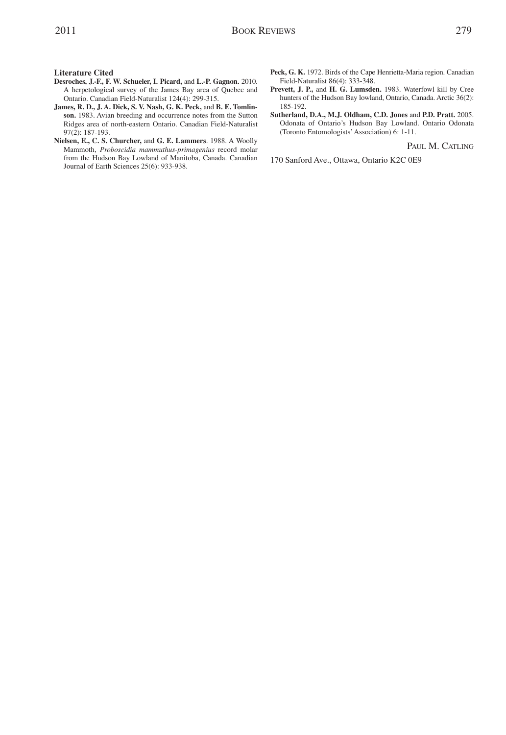### Literature Cited

**Desroches, J.-F., F. W. Schueler, I. Picard,** and **L.-P. Gagnon.** 2010. A herpetological survey of the James Bay area of Quebec and Ontario. Canadian Field-Naturalist 124(4): 299-315.

**James, R. D., J. A. Dick, S. V. Nash, G. K. Peck,** and **B. E. Tomlinson.** 1983. Avian breeding and occurrence notes from the Sutton Ridges area of north-eastern Ontario. Canadian Field-Naturalist 97(2): 187-193.

**Nielsen, E., C. S. Churcher,** and **G. E. Lammers**. 1988. A Woolly Mammoth, *Proboscidia mammuthus-primagenius* record molar from the Hudson Bay Lowland of Manitoba, Canada. Canadian Journal of Earth Sciences 25(6): 933-938.

**Peck, G. K.** 1972. Birds of the Cape Henrietta-Maria region. Canadian Field-Naturalist 86(4): 333-348.

**Prevett, J. P.,** and **H. G. Lumsden.** 1983. Waterfowl kill by Cree hunters of the Hudson Bay lowland, Ontario, Canada. Arctic 36(2): 185-192.

**Sutherland, D.A., M.J. Oldham, C.D. Jones** and **P.D. Pratt.** 2005. Odonata of Ontario's Hudson Bay Lowland. Ontario Odonata (Toronto Entomologists' Association) 6: 1-11.

PAUL M. CATLING

170 Sanford Ave., Ottawa, Ontario K2C 0E9